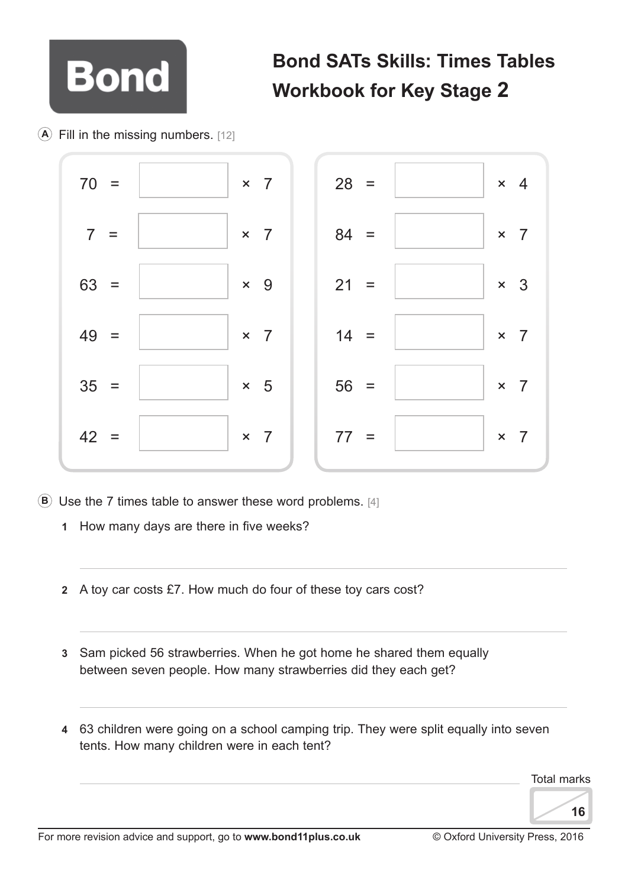# Bond SATs Skills: Times Tables Workbook for Key Stage 2

**A** Fill in the missing numbers. [12]

| | |
|---|---|
| 70 = ☐ × 7 | 28 = ☐ × 4 |
| 7 = ☐ × 7 | 84 = ☐ × 7 |
| 63 = ☐ × 9 | 21 = ☐ × 3 |
| 49 = ☐ × 7 | 14 = ☐ × 7 |
| 35 = ☐ × 5 | 56 = ☐ × 7 |
| 42 = ☐ × 7 | 77 = ☐ × 7 |

**B** Use the 7 times table to answer these word problems. [4]

**1** How many days are there in five weeks?

_______________________________________________

**2** A toy car costs £7. How much do four of these toy cars cost?

_______________________________________________

**3** Sam picked 56 strawberries. When he got home he shared them equally between seven people. How many strawberries did they each get?

_______________________________________________

**4** 63 children were going on a school camping trip. They were split equally into seven tents. How many children were in each tent?

_______________________________________________

Total marks ☐ / 16

For more revision advice and support, go to **www.bond11plus.co.uk** © Oxford University Press, 2016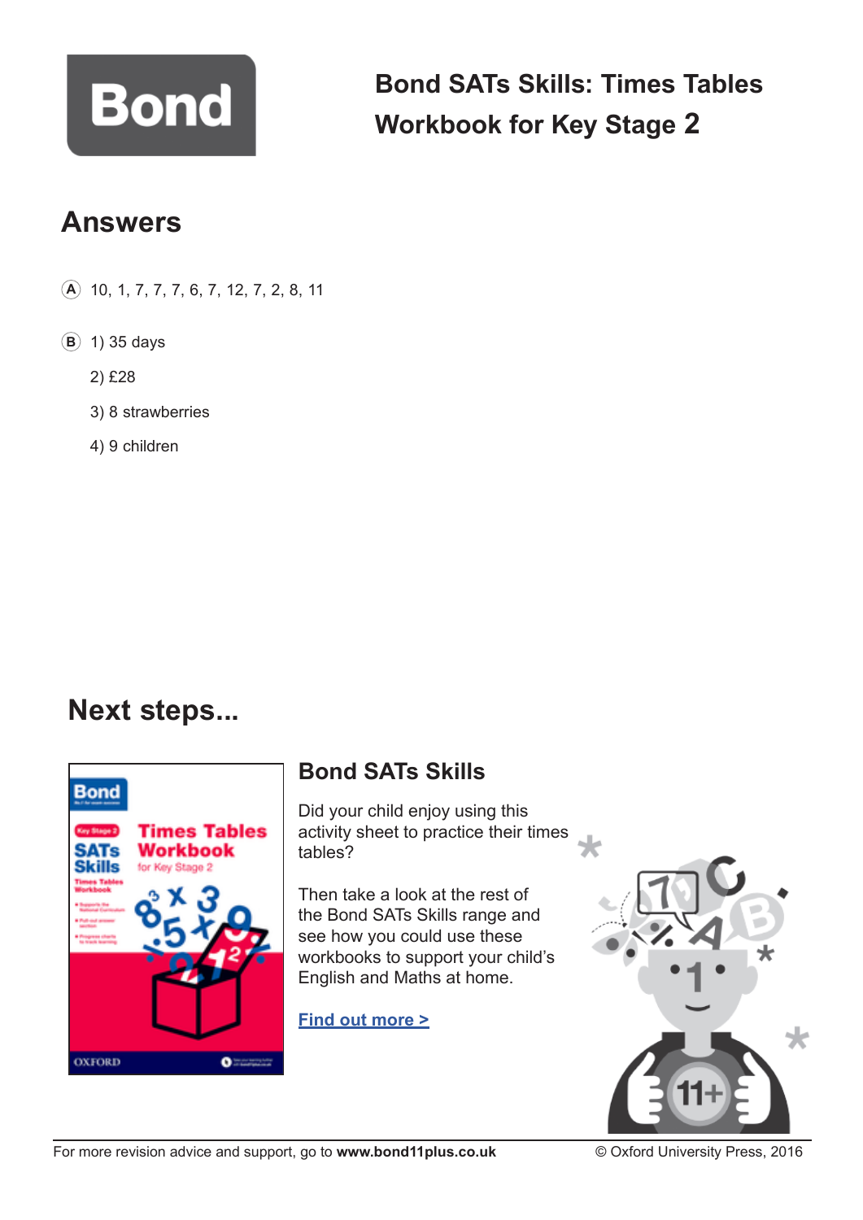Bond

# Bond SATs Skills: Times Tables Workbook for Key Stage 2

## Answers

(A) 10, 1, 7, 7, 7, 6, 7, 12, 7, 2, 8, 11

(B) 1) 35 days

2) £28

3) 8 strawberries

4) 9 children

## Next steps...

### Bond SATs Skills

Did your child enjoy using this activity sheet to practice their times tables?

Then take a look at the rest of the Bond SATs Skills range and see how you could use these workbooks to support your child's English and Maths at home.

**Find out more >**

For more revision advice and support, go to **www.bond11plus.co.uk**

© Oxford University Press, 2016